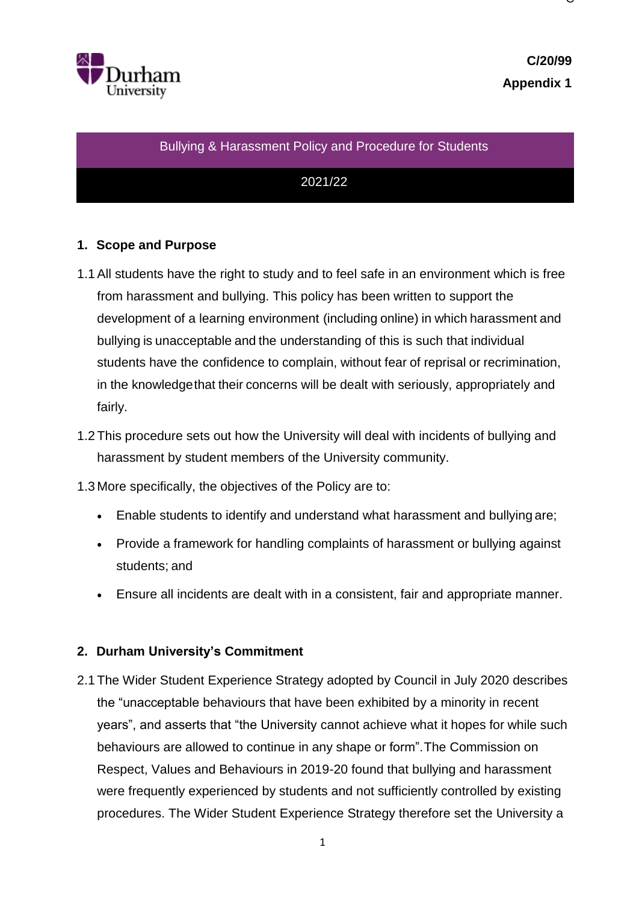**C/20/99**

**Appendix 1**

# Bullying & Harassment Policy and Procedure for Students

2021/22

## 1. Scope and Purpose

1.1 All students have the right to study and to feel safe in an environment which is free from harassment and bullying. This policy has been written to support the development of a learning environment (including online) in which harassment and bullying is unacceptable and the understanding of this is such that individual students have the confidence to complain, without fear of reprisal or recrimination, in the knowledge that their concerns will be dealt with seriously, appropriately and fairly.

1.2 This procedure sets out how the University will deal with incidents of bullying and harassment by student members of the University community.

1.3 More specifically, the objectives of the Policy are to:

- Enable students to identify and understand what harassment and bullying are;
- Provide a framework for handling complaints of harassment or bullying against students; and
- Ensure all incidents are dealt with in a consistent, fair and appropriate manner.

## 2. Durham University's Commitment

2.1 The Wider Student Experience Strategy adopted by Council in July 2020 describes the "unacceptable behaviours that have been exhibited by a minority in recent years", and asserts that "the University cannot achieve what it hopes for while such behaviours are allowed to continue in any shape or form". The Commission on Respect, Values and Behaviours in 2019-20 found that bullying and harassment were frequently experienced by students and not sufficiently controlled by existing procedures. The Wider Student Experience Strategy therefore set the University a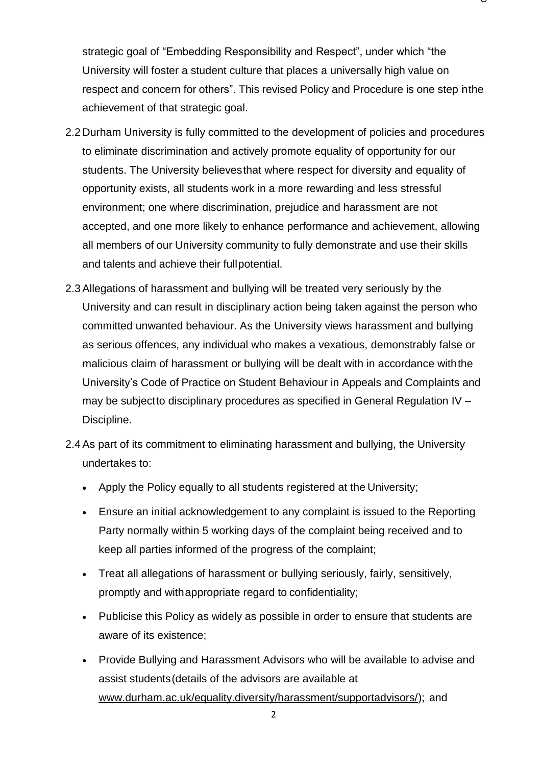strategic goal of "Embedding Responsibility and Respect", under which "the University will foster a student culture that places a universally high value on respect and concern for others". This revised Policy and Procedure is one step in the achievement of that strategic goal.

2.2 Durham University is fully committed to the development of policies and procedures to eliminate discrimination and actively promote equality of opportunity for our students. The University believes that where respect for diversity and equality of opportunity exists, all students work in a more rewarding and less stressful environment; one where discrimination, prejudice and harassment are not accepted, and one more likely to enhance performance and achievement, allowing all members of our University community to fully demonstrate and use their skills and talents and achieve their full potential.

2.3 Allegations of harassment and bullying will be treated very seriously by the University and can result in disciplinary action being taken against the person who committed unwanted behaviour. As the University views harassment and bullying as serious offences, any individual who makes a vexatious, demonstrably false or malicious claim of harassment or bullying will be dealt with in accordance with the University's Code of Practice on Student Behaviour in Appeals and Complaints and may be subject to disciplinary procedures as specified in General Regulation IV – Discipline.

2.4 As part of its commitment to eliminating harassment and bullying, the University undertakes to:

- Apply the Policy equally to all students registered at the University;
- Ensure an initial acknowledgement to any complaint is issued to the Reporting Party normally within 5 working days of the complaint being received and to keep all parties informed of the progress of the complaint;
- Treat all allegations of harassment or bullying seriously, fairly, sensitively, promptly and with appropriate regard to confidentiality;
- Publicise this Policy as widely as possible in order to ensure that students are aware of its existence;
- Provide Bullying and Harassment Advisors who will be available to advise and assist students (details of the advisors are available at www.durham.ac.uk/equality.diversity/harassment/supportadvisors/); and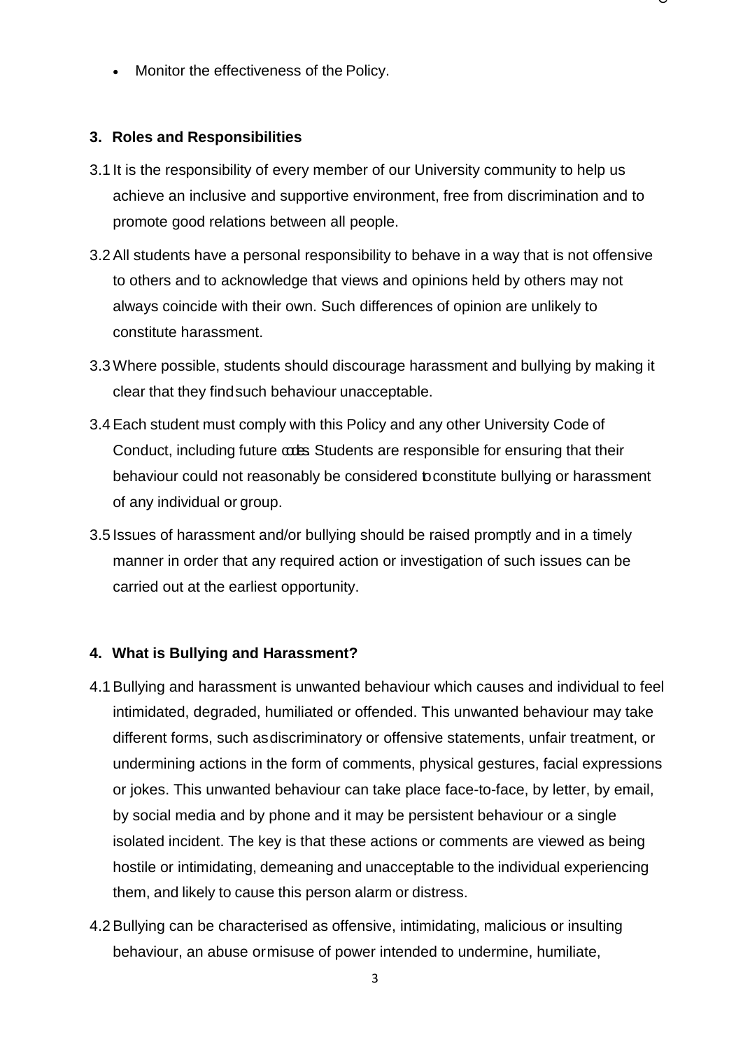- Monitor the effectiveness of the Policy.

## 3. Roles and Responsibilities

3.1 It is the responsibility of every member of our University community to help us achieve an inclusive and supportive environment, free from discrimination and to promote good relations between all people.

3.2 All students have a personal responsibility to behave in a way that is not offensive to others and to acknowledge that views and opinions held by others may not always coincide with their own. Such differences of opinion are unlikely to constitute harassment.

3.3 Where possible, students should discourage harassment and bullying by making it clear that they find such behaviour unacceptable.

3.4 Each student must comply with this Policy and any other University Code of Conduct, including future codes. Students are responsible for ensuring that their behaviour could not reasonably be considered to constitute bullying or harassment of any individual or group.

3.5 Issues of harassment and/or bullying should be raised promptly and in a timely manner in order that any required action or investigation of such issues can be carried out at the earliest opportunity.

## 4. What is Bullying and Harassment?

4.1 Bullying and harassment is unwanted behaviour which causes and individual to feel intimidated, degraded, humiliated or offended. This unwanted behaviour may take different forms, such as discriminatory or offensive statements, unfair treatment, or undermining actions in the form of comments, physical gestures, facial expressions or jokes. This unwanted behaviour can take place face-to-face, by letter, by email, by social media and by phone and it may be persistent behaviour or a single isolated incident. The key is that these actions or comments are viewed as being hostile or intimidating, demeaning and unacceptable to the individual experiencing them, and likely to cause this person alarm or distress.

4.2 Bullying can be characterised as offensive, intimidating, malicious or insulting behaviour, an abuse or misuse of power intended to undermine, humiliate,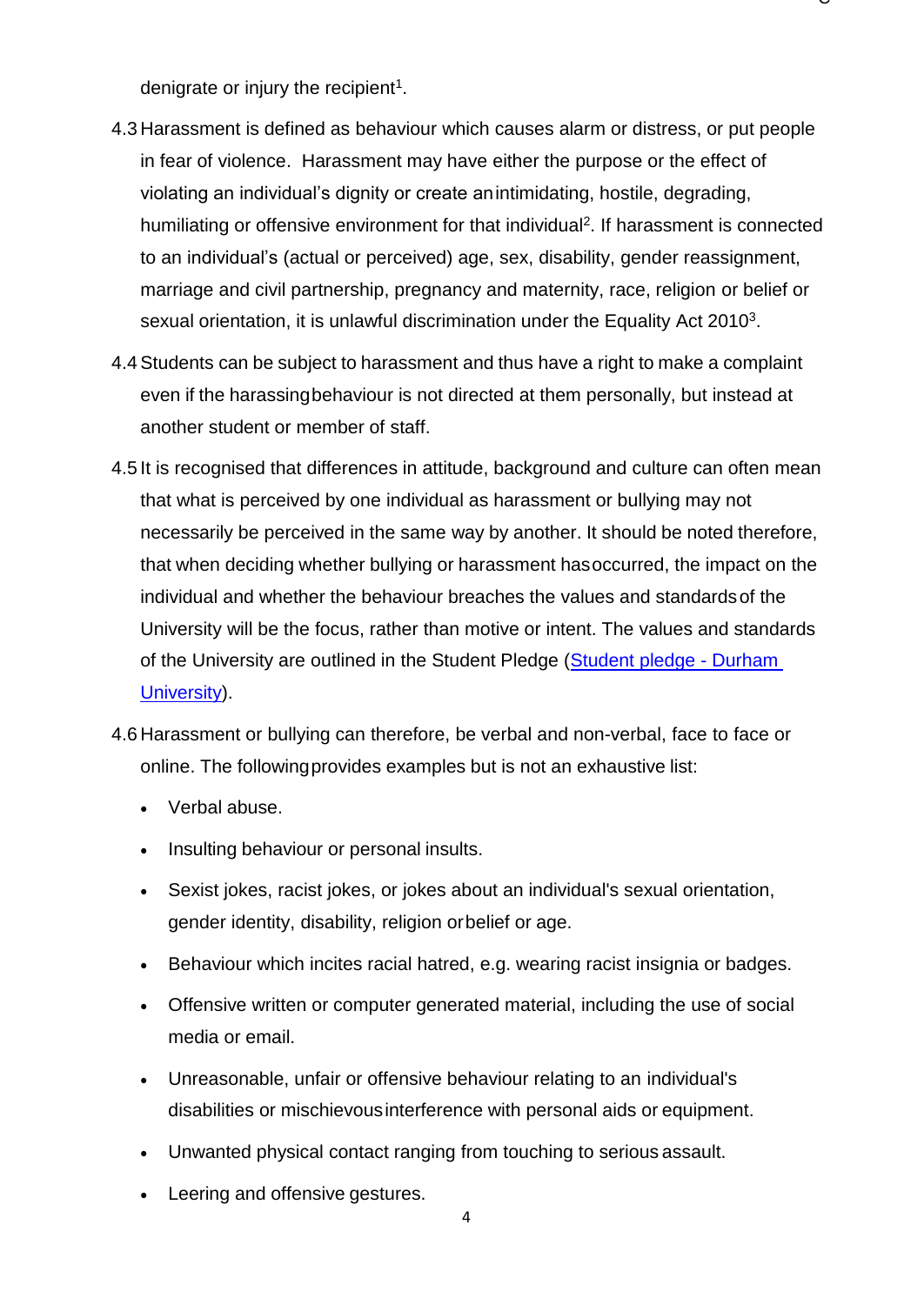denigrate or injury the recipient[1].

4.3 Harassment is defined as behaviour which causes alarm or distress, or put people in fear of violence. Harassment may have either the purpose or the effect of violating an individual's dignity or create an intimidating, hostile, degrading, humiliating or offensive environment for that individual[2]. If harassment is connected to an individual's (actual or perceived) age, sex, disability, gender reassignment, marriage and civil partnership, pregnancy and maternity, race, religion or belief or sexual orientation, it is unlawful discrimination under the Equality Act 2010[3].

4.4 Students can be subject to harassment and thus have a right to make a complaint even if the harassing behaviour is not directed at them personally, but instead at another student or member of staff.

4.5 It is recognised that differences in attitude, background and culture can often mean that what is perceived by one individual as harassment or bullying may not necessarily be perceived in the same way by another. It should be noted therefore, that when deciding whether bullying or harassment has occurred, the impact on the individual and whether the behaviour breaches the values and standards of the University will be the focus, rather than motive or intent. The values and standards of the University are outlined in the Student Pledge ([Student pledge - Durham University]()).

4.6 Harassment or bullying can therefore, be verbal and non-verbal, face to face or online. The following provides examples but is not an exhaustive list:

- Verbal abuse.
- Insulting behaviour or personal insults.
- Sexist jokes, racist jokes, or jokes about an individual's sexual orientation, gender identity, disability, religion or belief or age.
- Behaviour which incites racial hatred, e.g. wearing racist insignia or badges.
- Offensive written or computer generated material, including the use of social media or email.
- Unreasonable, unfair or offensive behaviour relating to an individual's disabilities or mischievous interference with personal aids or equipment.
- Unwanted physical contact ranging from touching to serious assault.
- Leering and offensive gestures.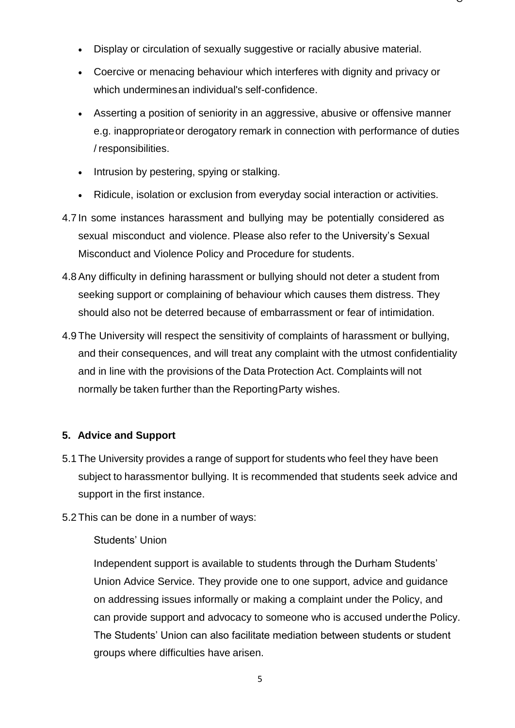- Display or circulation of sexually suggestive or racially abusive material.
- Coercive or menacing behaviour which interferes with dignity and privacy or which undermines an individual's self-confidence.
- Asserting a position of seniority in an aggressive, abusive or offensive manner e.g. inappropriate or derogatory remark in connection with performance of duties / responsibilities.
- Intrusion by pestering, spying or stalking.
- Ridicule, isolation or exclusion from everyday social interaction or activities.

4.7 In some instances harassment and bullying may be potentially considered as sexual misconduct and violence. Please also refer to the University's Sexual Misconduct and Violence Policy and Procedure for students.

4.8 Any difficulty in defining harassment or bullying should not deter a student from seeking support or complaining of behaviour which causes them distress. They should also not be deterred because of embarrassment or fear of intimidation.

4.9 The University will respect the sensitivity of complaints of harassment or bullying, and their consequences, and will treat any complaint with the utmost confidentiality and in line with the provisions of the Data Protection Act. Complaints will not normally be taken further than the Reporting Party wishes.

## 5. Advice and Support

5.1 The University provides a range of support for students who feel they have been subject to harassment or bullying. It is recommended that students seek advice and support in the first instance.

5.2 This can be done in a number of ways:

Students' Union

Independent support is available to students through the Durham Students' Union Advice Service. They provide one to one support, advice and guidance on addressing issues informally or making a complaint under the Policy, and can provide support and advocacy to someone who is accused under the Policy. The Students' Union can also facilitate mediation between students or student groups where difficulties have arisen.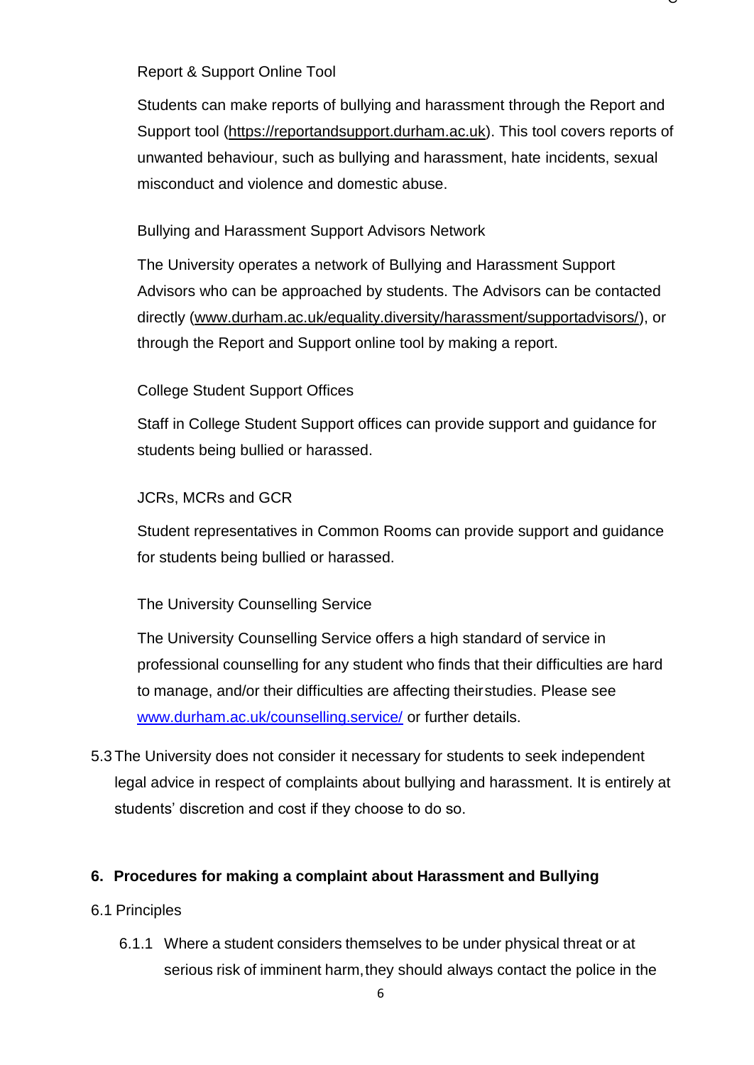Report & Support Online Tool

Students can make reports of bullying and harassment through the Report and Support tool (https://reportandsupport.durham.ac.uk). This tool covers reports of unwanted behaviour, such as bullying and harassment, hate incidents, sexual misconduct and violence and domestic abuse.

Bullying and Harassment Support Advisors Network

The University operates a network of Bullying and Harassment Support Advisors who can be approached by students. The Advisors can be contacted directly (www.durham.ac.uk/equality.diversity/harassment/supportadvisors/), or through the Report and Support online tool by making a report.

College Student Support Offices

Staff in College Student Support offices can provide support and guidance for students being bullied or harassed.

JCRs, MCRs and GCR

Student representatives in Common Rooms can provide support and guidance for students being bullied or harassed.

The University Counselling Service

The University Counselling Service offers a high standard of service in professional counselling for any student who finds that their difficulties are hard to manage, and/or their difficulties are affecting their studies. Please see www.durham.ac.uk/counselling.service/ or further details.

5.3 The University does not consider it necessary for students to seek independent legal advice in respect of complaints about bullying and harassment. It is entirely at students' discretion and cost if they choose to do so.

## 6. Procedures for making a complaint about Harassment and Bullying

6.1 Principles

6.1.1 Where a student considers themselves to be under physical threat or at serious risk of imminent harm, they should always contact the police in the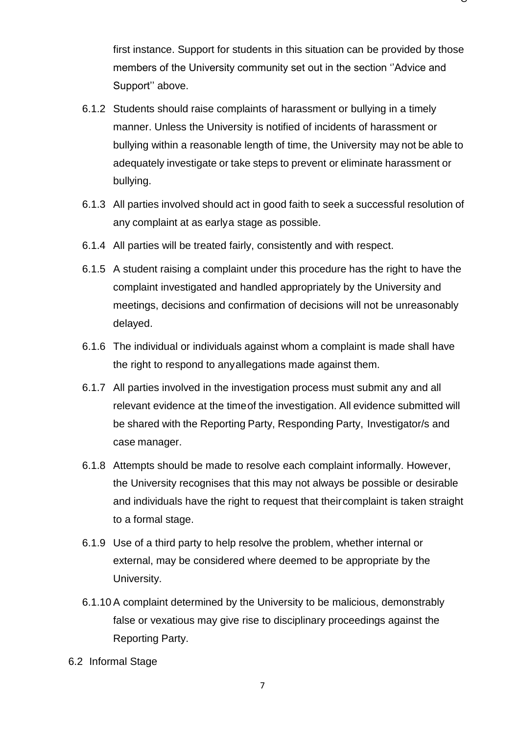first instance. Support for students in this situation can be provided by those members of the University community set out in the section ''Advice and Support'' above.

6.1.2 Students should raise complaints of harassment or bullying in a timely manner. Unless the University is notified of incidents of harassment or bullying within a reasonable length of time, the University may not be able to adequately investigate or take steps to prevent or eliminate harassment or bullying.

6.1.3 All parties involved should act in good faith to seek a successful resolution of any complaint at as earlya stage as possible.

6.1.4 All parties will be treated fairly, consistently and with respect.

6.1.5 A student raising a complaint under this procedure has the right to have the complaint investigated and handled appropriately by the University and meetings, decisions and confirmation of decisions will not be unreasonably delayed.

6.1.6 The individual or individuals against whom a complaint is made shall have the right to respond to anyallegations made against them.

6.1.7 All parties involved in the investigation process must submit any and all relevant evidence at the timeof the investigation. All evidence submitted will be shared with the Reporting Party, Responding Party, Investigator/s and case manager.

6.1.8 Attempts should be made to resolve each complaint informally. However, the University recognises that this may not always be possible or desirable and individuals have the right to request that theircomplaint is taken straight to a formal stage.

6.1.9 Use of a third party to help resolve the problem, whether internal or external, may be considered where deemed to be appropriate by the University.

6.1.10 A complaint determined by the University to be malicious, demonstrably false or vexatious may give rise to disciplinary proceedings against the Reporting Party.

6.2 Informal Stage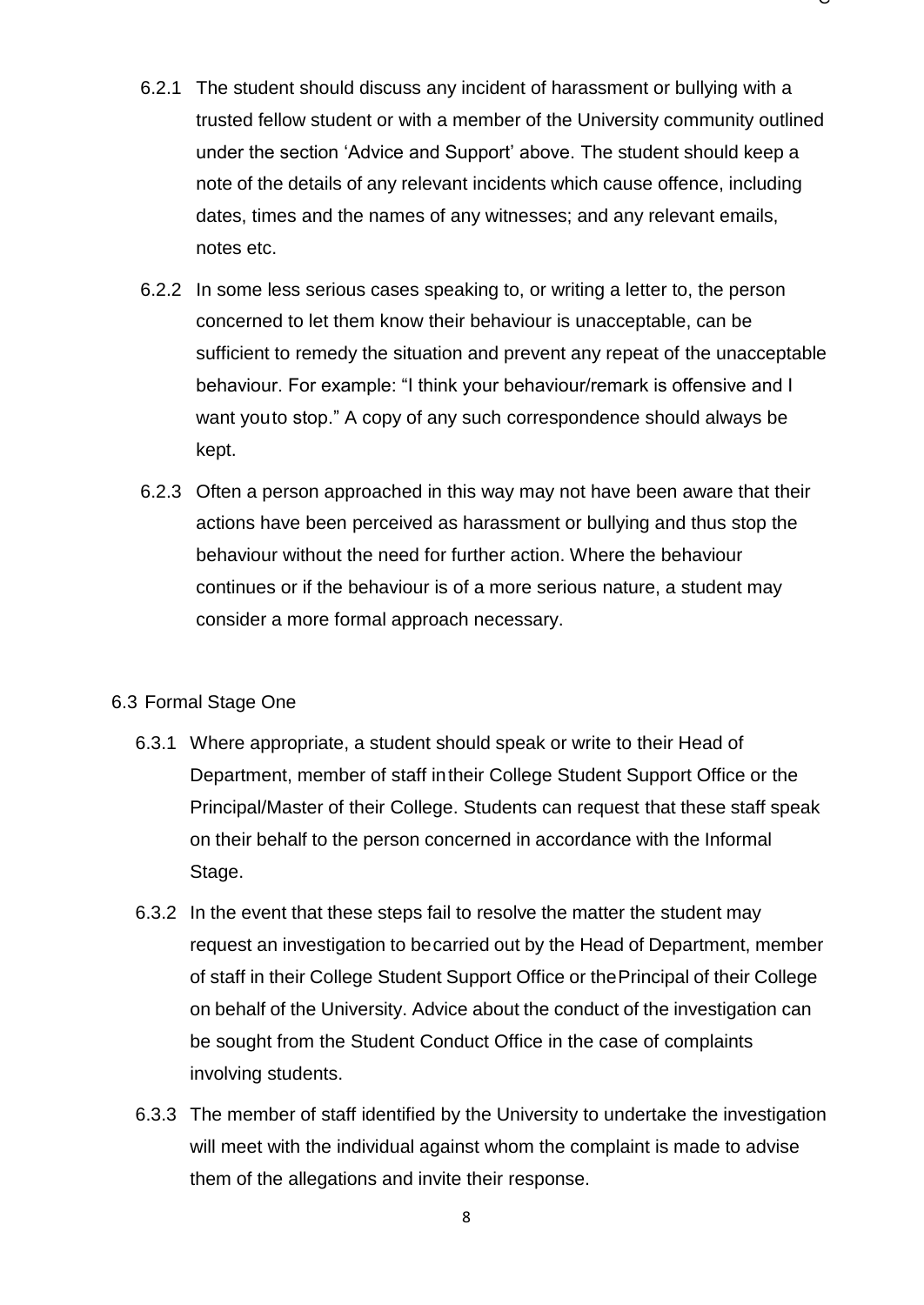6.2.1 The student should discuss any incident of harassment or bullying with a trusted fellow student or with a member of the University community outlined under the section 'Advice and Support' above. The student should keep a note of the details of any relevant incidents which cause offence, including dates, times and the names of any witnesses; and any relevant emails, notes etc.

6.2.2 In some less serious cases speaking to, or writing a letter to, the person concerned to let them know their behaviour is unacceptable, can be sufficient to remedy the situation and prevent any repeat of the unacceptable behaviour. For example: "I think your behaviour/remark is offensive and I want youto stop." A copy of any such correspondence should always be kept.

6.2.3 Often a person approached in this way may not have been aware that their actions have been perceived as harassment or bullying and thus stop the behaviour without the need for further action. Where the behaviour continues or if the behaviour is of a more serious nature, a student may consider a more formal approach necessary.

## 6.3 Formal Stage One

6.3.1 Where appropriate, a student should speak or write to their Head of Department, member of staff intheir College Student Support Office or the Principal/Master of their College. Students can request that these staff speak on their behalf to the person concerned in accordance with the Informal Stage.

6.3.2 In the event that these steps fail to resolve the matter the student may request an investigation to becarried out by the Head of Department, member of staff in their College Student Support Office or thePrincipal of their College on behalf of the University. Advice about the conduct of the investigation can be sought from the Student Conduct Office in the case of complaints involving students.

6.3.3 The member of staff identified by the University to undertake the investigation will meet with the individual against whom the complaint is made to advise them of the allegations and invite their response.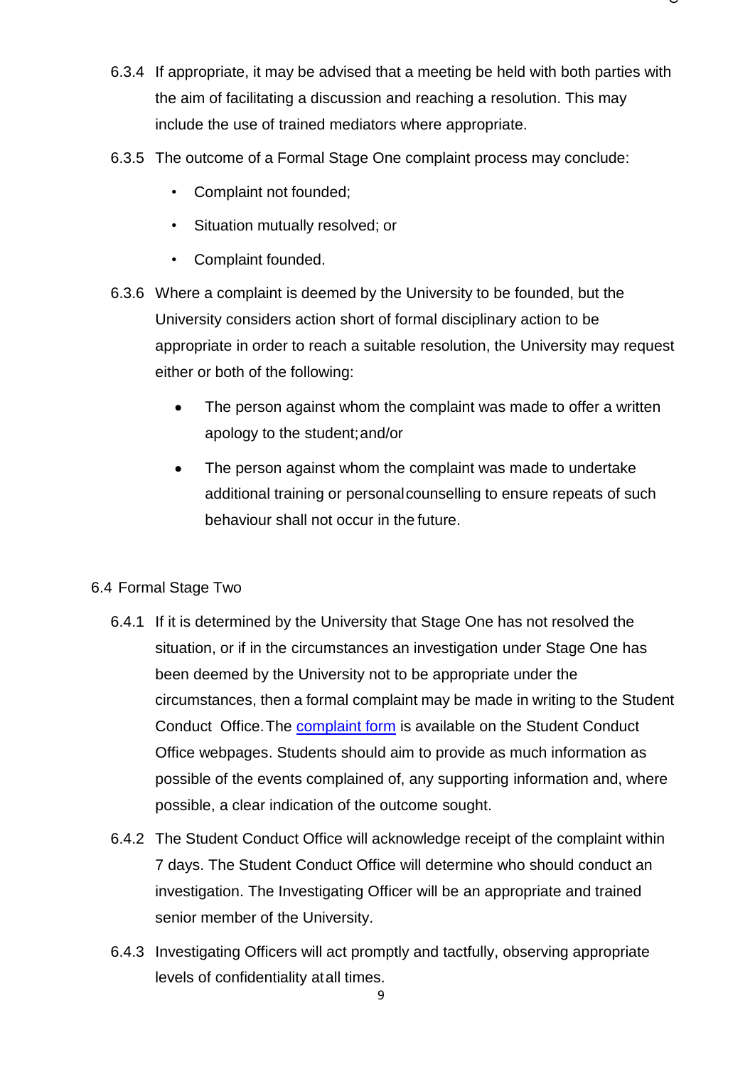6.3.4 If appropriate, it may be advised that a meeting be held with both parties with the aim of facilitating a discussion and reaching a resolution. This may include the use of trained mediators where appropriate.

6.3.5 The outcome of a Formal Stage One complaint process may conclude:

- Complaint not founded;
- Situation mutually resolved; or
- Complaint founded.

6.3.6 Where a complaint is deemed by the University to be founded, but the University considers action short of formal disciplinary action to be appropriate in order to reach a suitable resolution, the University may request either or both of the following:

- The person against whom the complaint was made to offer a written apology to the student; and/or
- The person against whom the complaint was made to undertake additional training or personal counselling to ensure repeats of such behaviour shall not occur in the future.

6.4 Formal Stage Two

6.4.1 If it is determined by the University that Stage One has not resolved the situation, or if in the circumstances an investigation under Stage One has been deemed by the University not to be appropriate under the circumstances, then a formal complaint may be made in writing to the Student Conduct Office. The [complaint form] is available on the Student Conduct Office webpages. Students should aim to provide as much information as possible of the events complained of, any supporting information and, where possible, a clear indication of the outcome sought.

6.4.2 The Student Conduct Office will acknowledge receipt of the complaint within 7 days. The Student Conduct Office will determine who should conduct an investigation. The Investigating Officer will be an appropriate and trained senior member of the University.

6.4.3 Investigating Officers will act promptly and tactfully, observing appropriate levels of confidentiality at all times.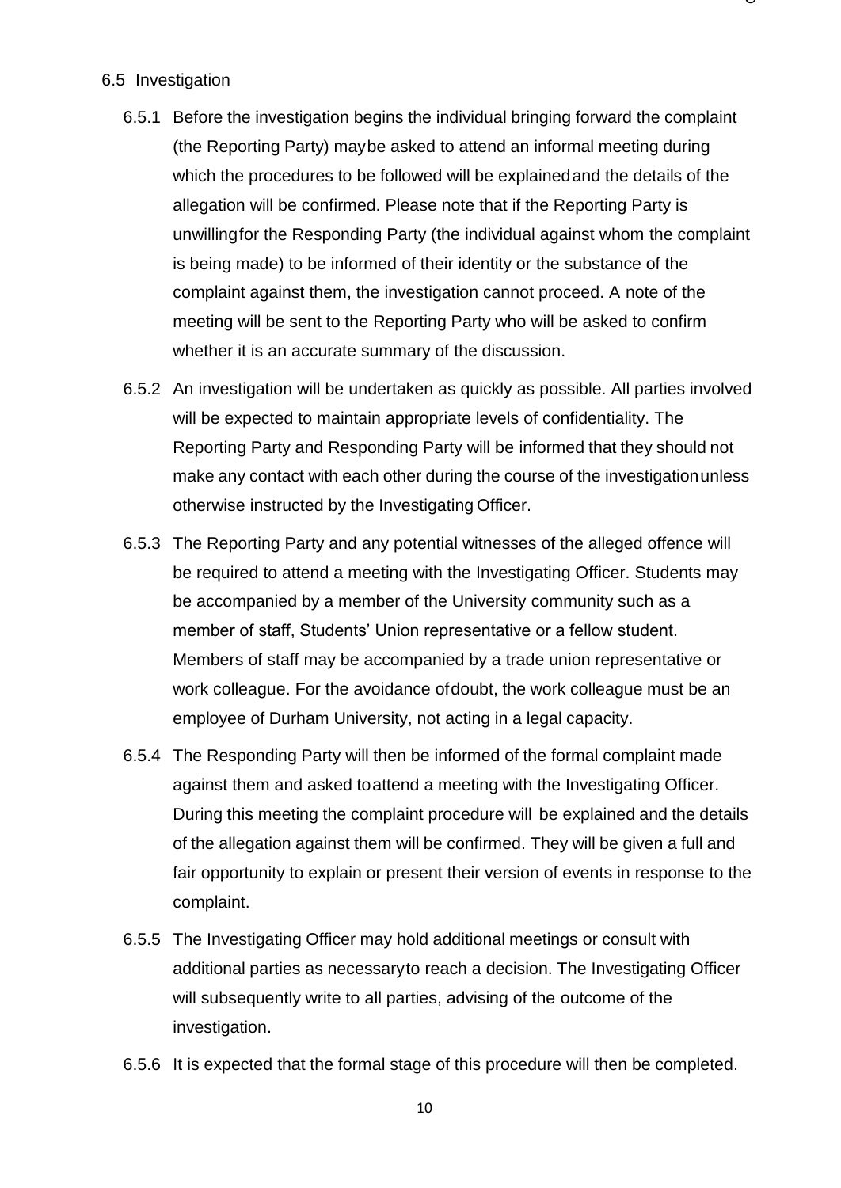### 6.5 Investigation

6.5.1 Before the investigation begins the individual bringing forward the complaint (the Reporting Party) maybe asked to attend an informal meeting during which the procedures to be followed will be explained and the details of the allegation will be confirmed. Please note that if the Reporting Party is unwilling for the Responding Party (the individual against whom the complaint is being made) to be informed of their identity or the substance of the complaint against them, the investigation cannot proceed. A note of the meeting will be sent to the Reporting Party who will be asked to confirm whether it is an accurate summary of the discussion.

6.5.2 An investigation will be undertaken as quickly as possible. All parties involved will be expected to maintain appropriate levels of confidentiality. The Reporting Party and Responding Party will be informed that they should not make any contact with each other during the course of the investigation unless otherwise instructed by the Investigating Officer.

6.5.3 The Reporting Party and any potential witnesses of the alleged offence will be required to attend a meeting with the Investigating Officer. Students may be accompanied by a member of the University community such as a member of staff, Students' Union representative or a fellow student. Members of staff may be accompanied by a trade union representative or work colleague. For the avoidance of doubt, the work colleague must be an employee of Durham University, not acting in a legal capacity.

6.5.4 The Responding Party will then be informed of the formal complaint made against them and asked to attend a meeting with the Investigating Officer. During this meeting the complaint procedure will be explained and the details of the allegation against them will be confirmed. They will be given a full and fair opportunity to explain or present their version of events in response to the complaint.

6.5.5 The Investigating Officer may hold additional meetings or consult with additional parties as necessary to reach a decision. The Investigating Officer will subsequently write to all parties, advising of the outcome of the investigation.

6.5.6 It is expected that the formal stage of this procedure will then be completed.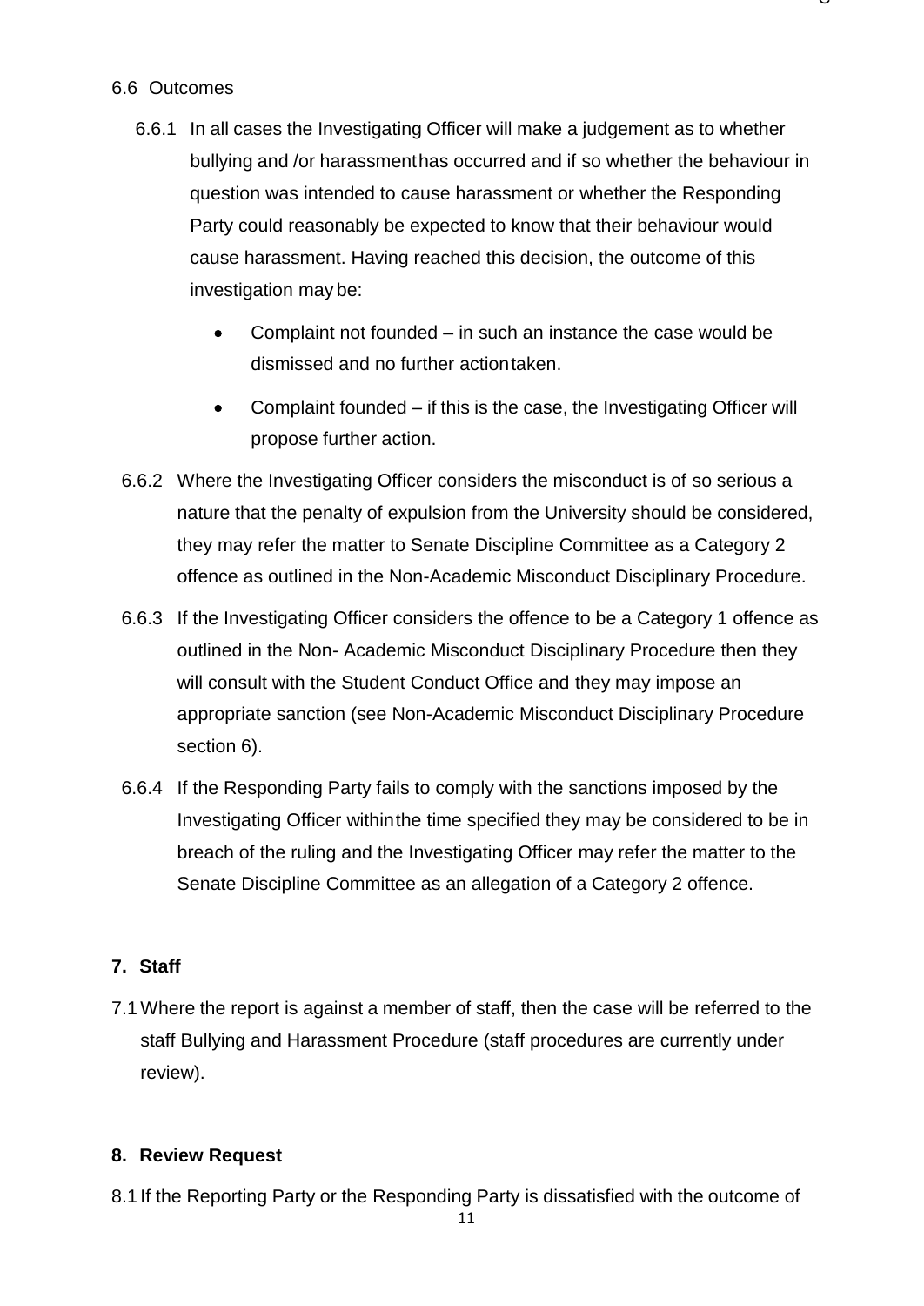6.6 Outcomes

6.6.1 In all cases the Investigating Officer will make a judgement as to whether bullying and /or harassment has occurred and if so whether the behaviour in question was intended to cause harassment or whether the Responding Party could reasonably be expected to know that their behaviour would cause harassment. Having reached this decision, the outcome of this investigation may be:

- Complaint not founded – in such an instance the case would be dismissed and no further action taken.
- Complaint founded – if this is the case, the Investigating Officer will propose further action.

6.6.2 Where the Investigating Officer considers the misconduct is of so serious a nature that the penalty of expulsion from the University should be considered, they may refer the matter to Senate Discipline Committee as a Category 2 offence as outlined in the Non-Academic Misconduct Disciplinary Procedure.

6.6.3 If the Investigating Officer considers the offence to be a Category 1 offence as outlined in the Non- Academic Misconduct Disciplinary Procedure then they will consult with the Student Conduct Office and they may impose an appropriate sanction (see Non-Academic Misconduct Disciplinary Procedure section 6).

6.6.4 If the Responding Party fails to comply with the sanctions imposed by the Investigating Officer within the time specified they may be considered to be in breach of the ruling and the Investigating Officer may refer the matter to the Senate Discipline Committee as an allegation of a Category 2 offence.

## 7. Staff

7.1 Where the report is against a member of staff, then the case will be referred to the staff Bullying and Harassment Procedure (staff procedures are currently under review).

## 8. Review Request

8.1 If the Reporting Party or the Responding Party is dissatisfied with the outcome of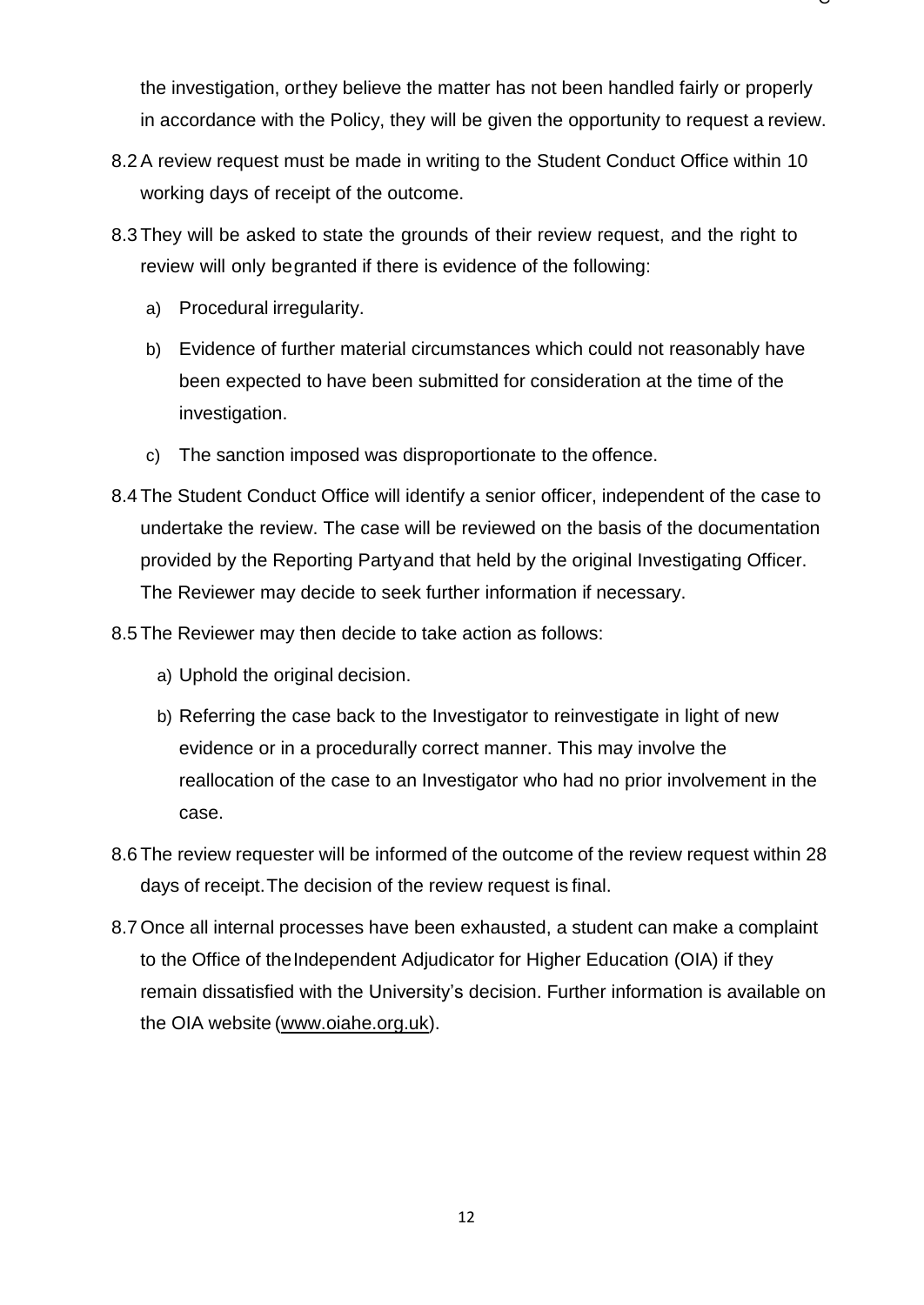the investigation, orthey believe the matter has not been handled fairly or properly in accordance with the Policy, they will be given the opportunity to request a review.

8.2 A review request must be made in writing to the Student Conduct Office within 10 working days of receipt of the outcome.

8.3 They will be asked to state the grounds of their review request, and the right to review will only begranted if there is evidence of the following:

  a) Procedural irregularity.

  b) Evidence of further material circumstances which could not reasonably have been expected to have been submitted for consideration at the time of the investigation.

  c) The sanction imposed was disproportionate to the offence.

8.4 The Student Conduct Office will identify a senior officer, independent of the case to undertake the review. The case will be reviewed on the basis of the documentation provided by the Reporting Partyand that held by the original Investigating Officer. The Reviewer may decide to seek further information if necessary.

8.5 The Reviewer may then decide to take action as follows:

  a) Uphold the original decision.

  b) Referring the case back to the Investigator to reinvestigate in light of new evidence or in a procedurally correct manner. This may involve the reallocation of the case to an Investigator who had no prior involvement in the case.

8.6 The review requester will be informed of the outcome of the review request within 28 days of receipt.The decision of the review request is final.

8.7 Once all internal processes have been exhausted, a student can make a complaint to the Office of theIndependent Adjudicator for Higher Education (OIA) if they remain dissatisfied with the University's decision. Further information is available on the OIA website (www.oiahe.org.uk).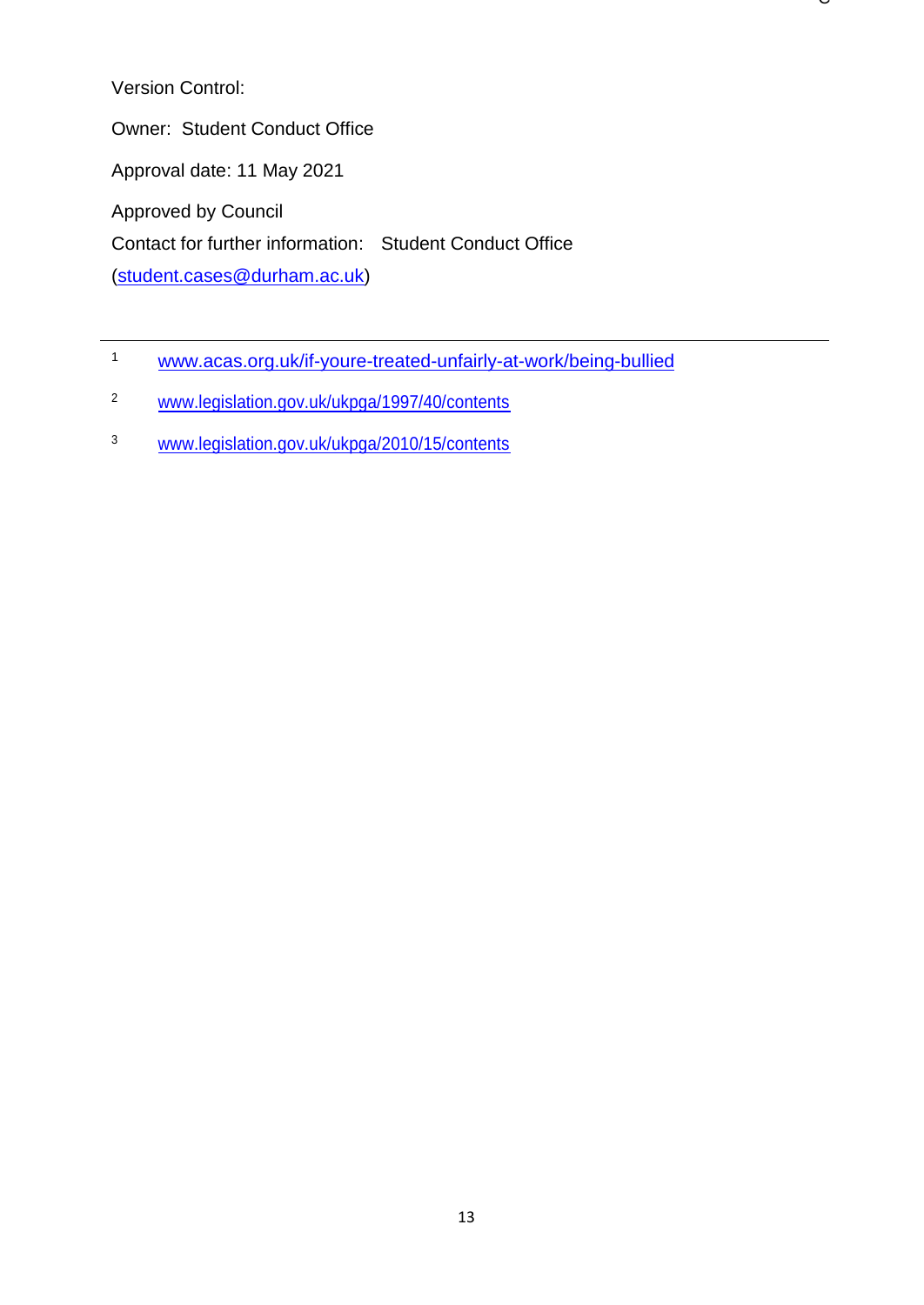Version Control:

Owner: Student Conduct Office

Approval date: 11 May 2021

Approved by Council

Contact for further information: Student Conduct Office (student.cases@durham.ac.uk)

---

[1] www.acas.org.uk/if-youre-treated-unfairly-at-work/being-bullied

[2] www.legislation.gov.uk/ukpga/1997/40/contents

[3] www.legislation.gov.uk/ukpga/2010/15/contents